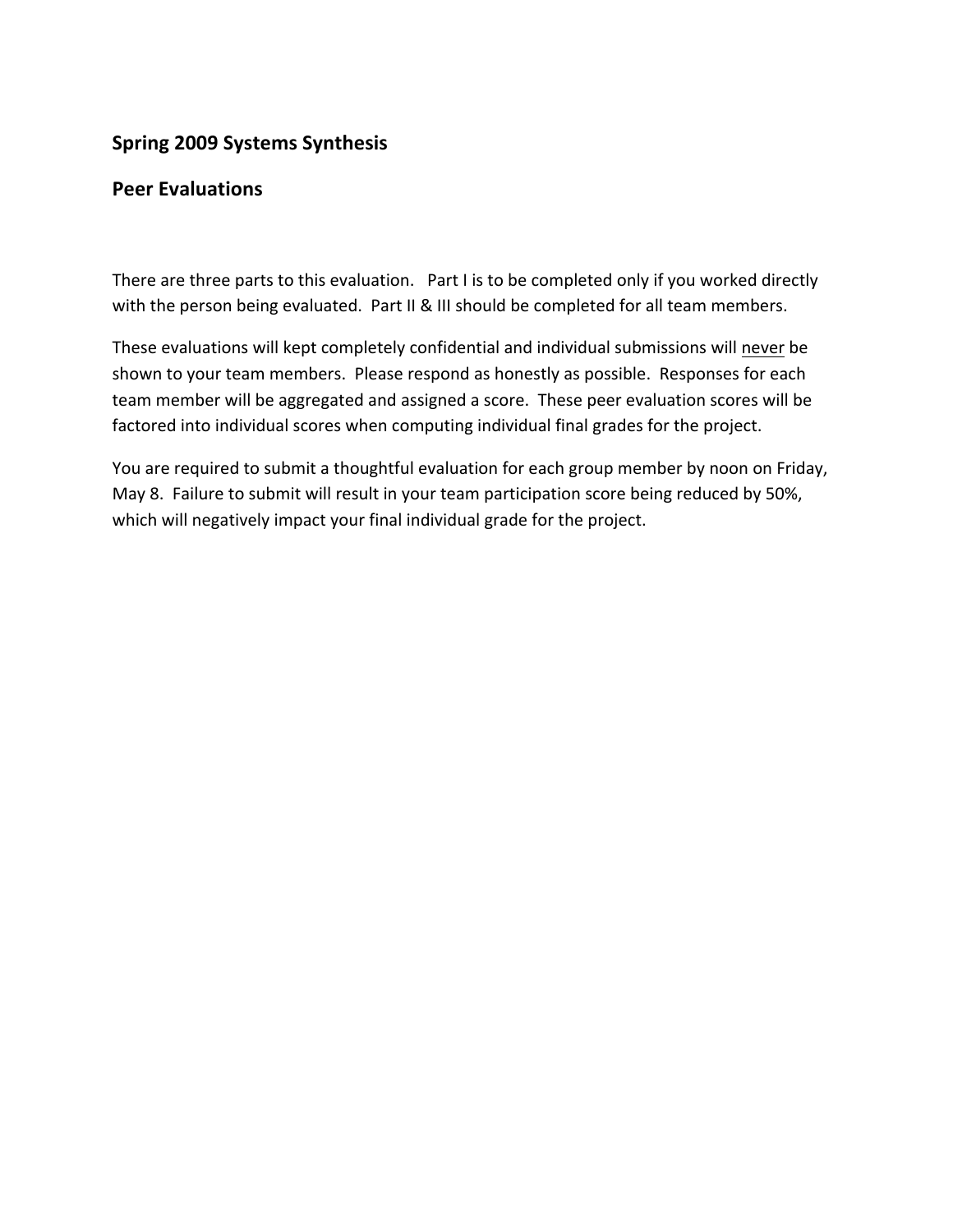## Spring 2009 Systems Synthesis

## Peer Evaluations

There are three parts to this evaluation. Part I is to be completed only if you worked directly with the person being evaluated. Part II & III should be completed for all team members.

These evaluations will kept completely confidential and individual submissions will <u>never</u> be shown to your team members. Please respond as honestly as possible. Responses for each team member will be aggregated and assigned a score. These peer evaluation scores will be factored into individual scores when computing individual final grades for the project.

You are required to submit a thoughtful evaluation for each group member by noon on Friday, May 8. Failure to submit will result in your team participation score being reduced by 50%, which will negatively impact your final individual grade for the project.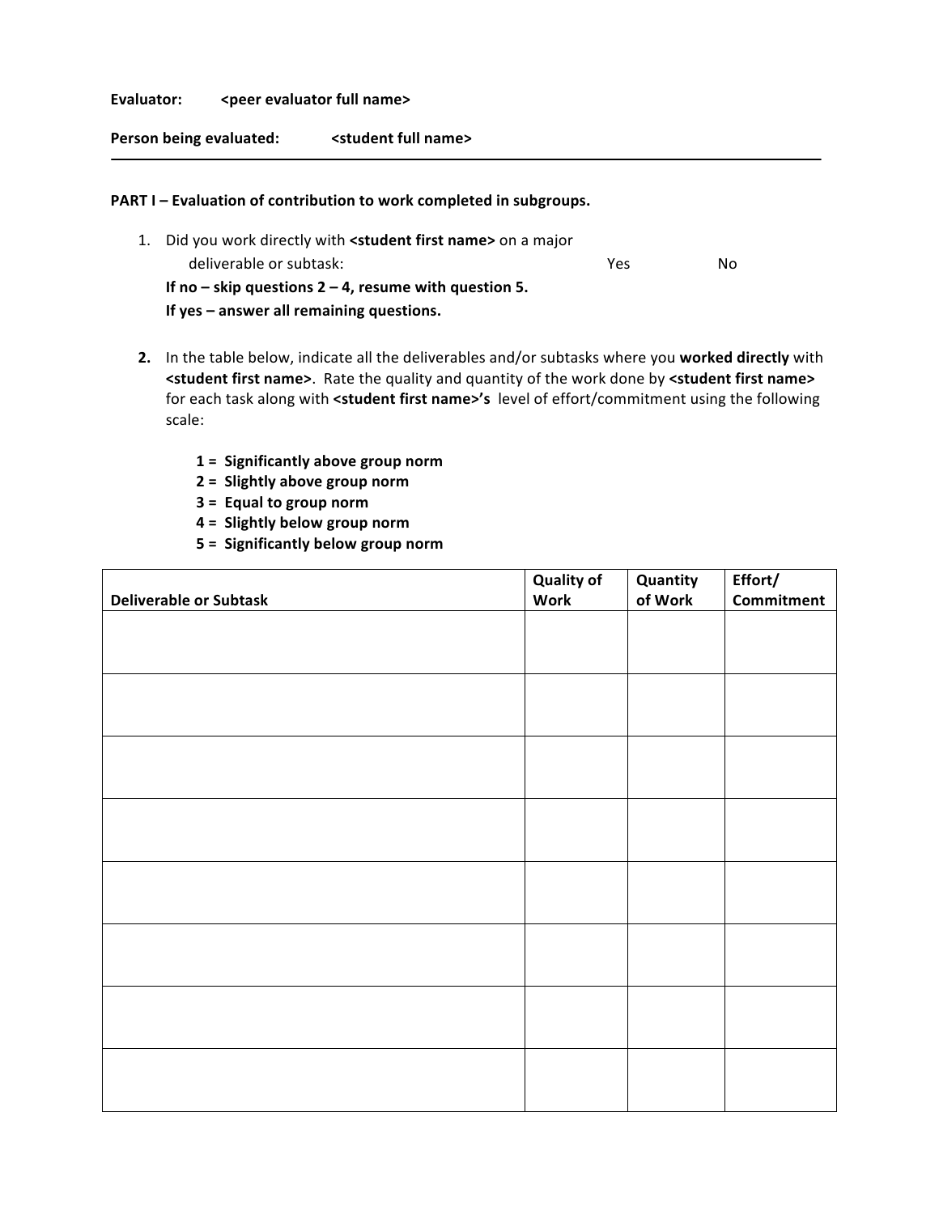**Evaluator:** <peer evaluator full name>

**Person being evaluated:** <student full name>

---

**PART I – Evaluation of contribution to work completed in subgroups.**

1. Did you work directly with **<student first name>** on a major deliverable or subtask: Yes No

   **If no – skip questions 2 – 4, resume with question 5.**
   **If yes – answer all remaining questions.**

2. In the table below, indicate all the deliverables and/or subtasks where you **worked directly** with **<student first name>**. Rate the quality and quantity of the work done by **<student first name>** for each task along with **<student first name>'s** level of effort/commitment using the following scale:

   **1 = Significantly above group norm**
   **2 = Slightly above group norm**
   **3 = Equal to group norm**
   **4 = Slightly below group norm**
   **5 = Significantly below group norm**

| Deliverable or Subtask | Quality of Work | Quantity of Work | Effort/ Commitment |
|---|---|---|---|
| | | | |
| | | | |
| | | | |
| | | | |
| | | | |
| | | | |
| | | | |
| | | | |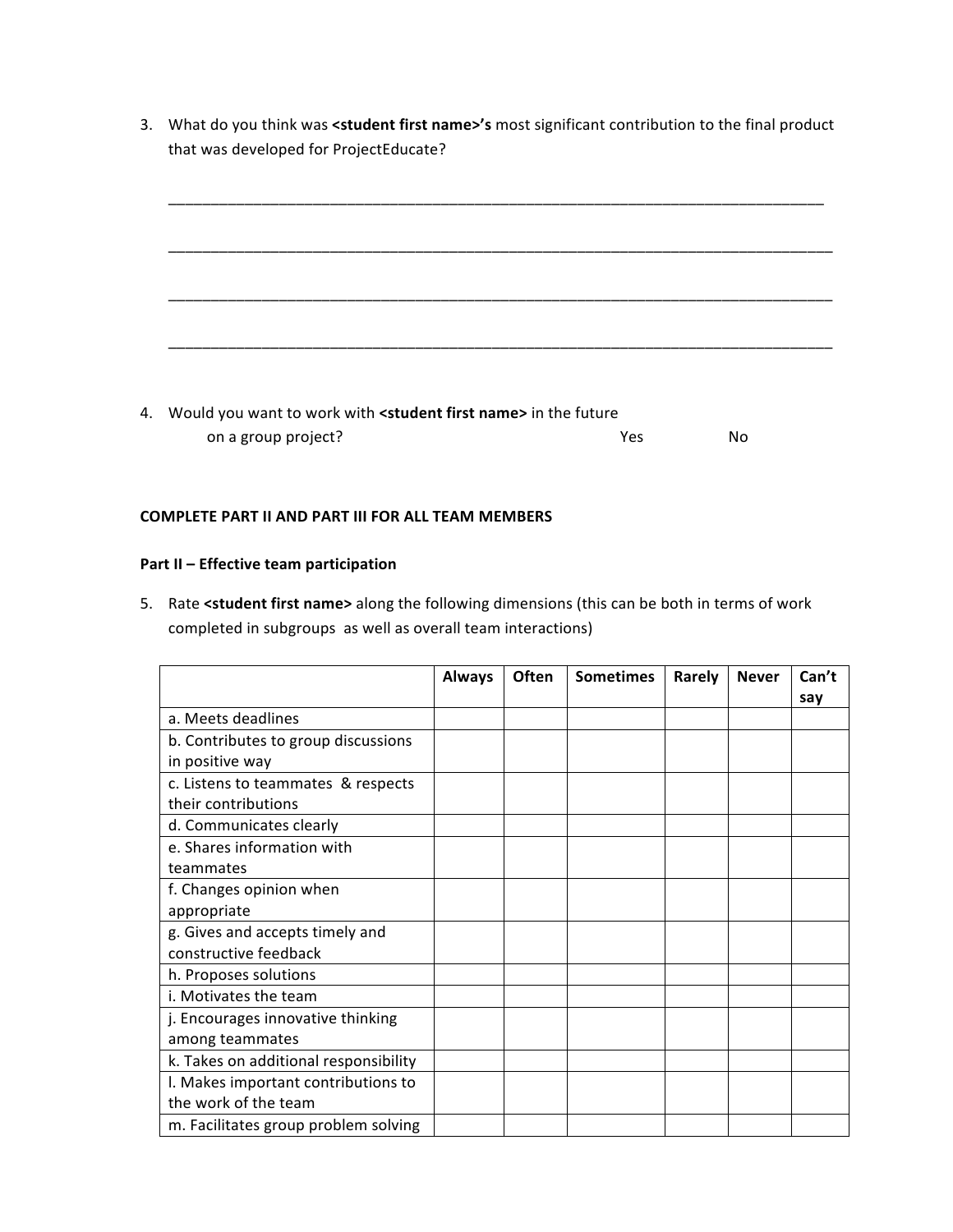3. What do you think was **<student first name>'s** most significant contribution to the final product that was developed for ProjectEducate?

_______________________________________________________________________________

_______________________________________________________________________________

_______________________________________________________________________________

_______________________________________________________________________________

4. Would you want to work with **<student first name>** in the future on a group project? Yes No

**COMPLETE PART II AND PART III FOR ALL TEAM MEMBERS**

**Part II – Effective team participation**

5. Rate **<student first name>** along the following dimensions (this can be both in terms of work completed in subgroups as well as overall team interactions)

| | Always | Often | Sometimes | Rarely | Never | Can't say |
|---|---|---|---|---|---|---|
| a. Meets deadlines | | | | | | |
| b. Contributes to group discussions in positive way | | | | | | |
| c. Listens to teammates & respects their contributions | | | | | | |
| d. Communicates clearly | | | | | | |
| e. Shares information with teammates | | | | | | |
| f. Changes opinion when appropriate | | | | | | |
| g. Gives and accepts timely and constructive feedback | | | | | | |
| h. Proposes solutions | | | | | | |
| i. Motivates the team | | | | | | |
| j. Encourages innovative thinking among teammates | | | | | | |
| k. Takes on additional responsibility | | | | | | |
| l. Makes important contributions to the work of the team | | | | | | |
| m. Facilitates group problem solving | | | | | | |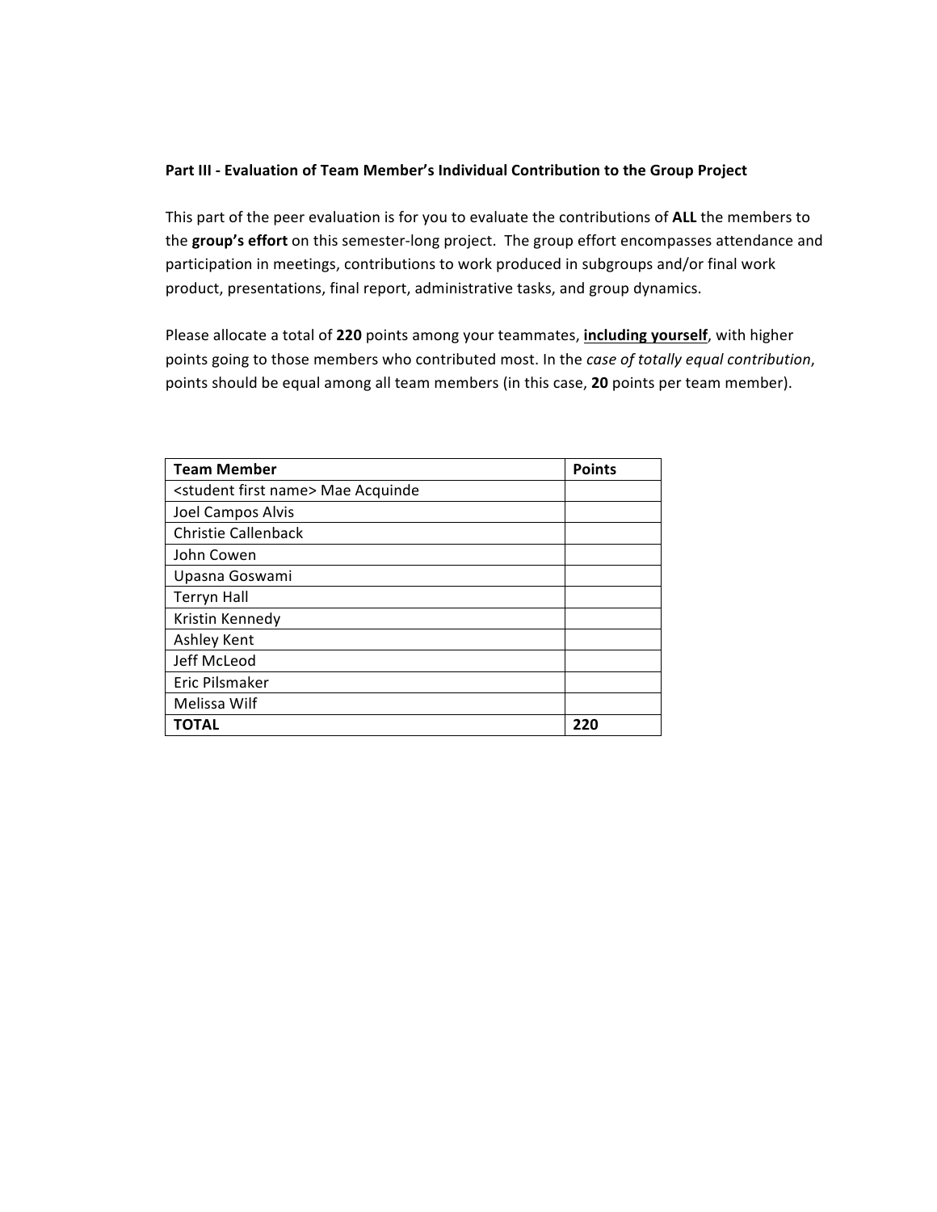**Part III - Evaluation of Team Member's Individual Contribution to the Group Project**

This part of the peer evaluation is for you to evaluate the contributions of **ALL** the members to the **group's effort** on this semester-long project. The group effort encompasses attendance and participation in meetings, contributions to work produced in subgroups and/or final work product, presentations, final report, administrative tasks, and group dynamics.

Please allocate a total of **220** points among your teammates, **including yourself**, with higher points going to those members who contributed most. In the *case of totally equal contribution*, points should be equal among all team members (in this case, **20** points per team member).

| **Team Member** | **Points** |
|---|---|
| <student first name> Mae Acquinde | |
| Joel Campos Alvis | |
| Christie Callenback | |
| John Cowen | |
| Upasna Goswami | |
| Terryn Hall | |
| Kristin Kennedy | |
| Ashley Kent | |
| Jeff McLeod | |
| Eric Pilsmaker | |
| Melissa Wilf | |
| **TOTAL** | **220** |